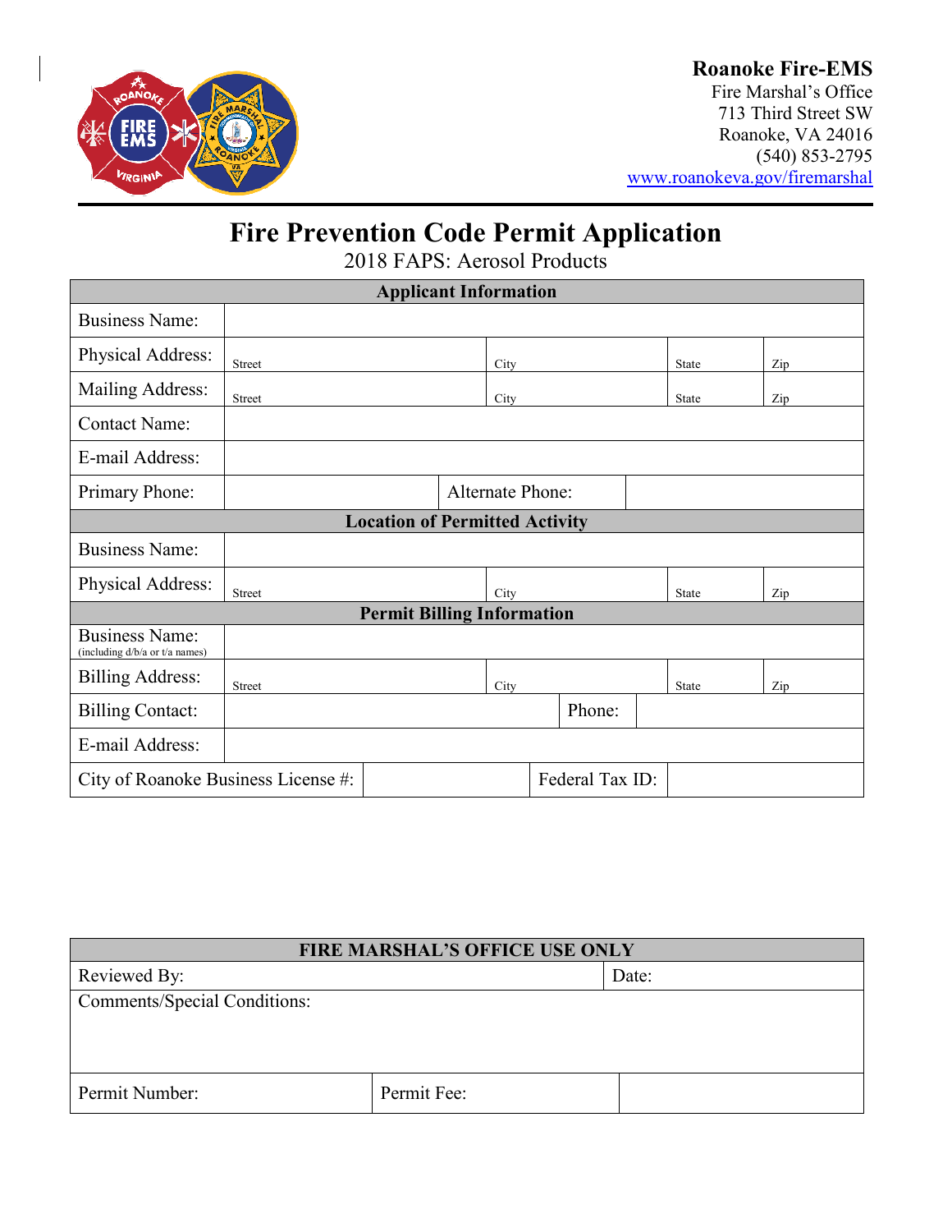**Roanoke Fire-EMS**
Fire Marshal's Office
713 Third Street SW
Roanoke, VA 24016
(540) 853-2795
www.roanokeva.gov/firemarshal

# Fire Prevention Code Permit Application

2018 FAPS: Aerosol Products

| **Applicant Information** | | | | |
|---|---|---|---|---|
| Business Name: | | | | |
| Physical Address: | Street | City | State | Zip |
| Mailing Address: | Street | City | State | Zip |
| Contact Name: | | | | |
| E-mail Address: | | | | |
| Primary Phone: | | Alternate Phone: | | |
| **Location of Permitted Activity** | | | | |
| Business Name: | | | | |
| Physical Address: | Street | City | State | Zip |
| **Permit Billing Information** | | | | |
| Business Name: (including d/b/a or t/a names) | | | | |
| Billing Address: | Street | City | State | Zip |
| Billing Contact: | | Phone: | | |
| E-mail Address: | | | | |
| City of Roanoke Business License #: | | Federal Tax ID: | | |

| **FIRE MARSHAL'S OFFICE USE ONLY** | | |
|---|---|---|
| Reviewed By: | | Date: |
| Comments/Special Conditions: | | |
| Permit Number: | Permit Fee: | |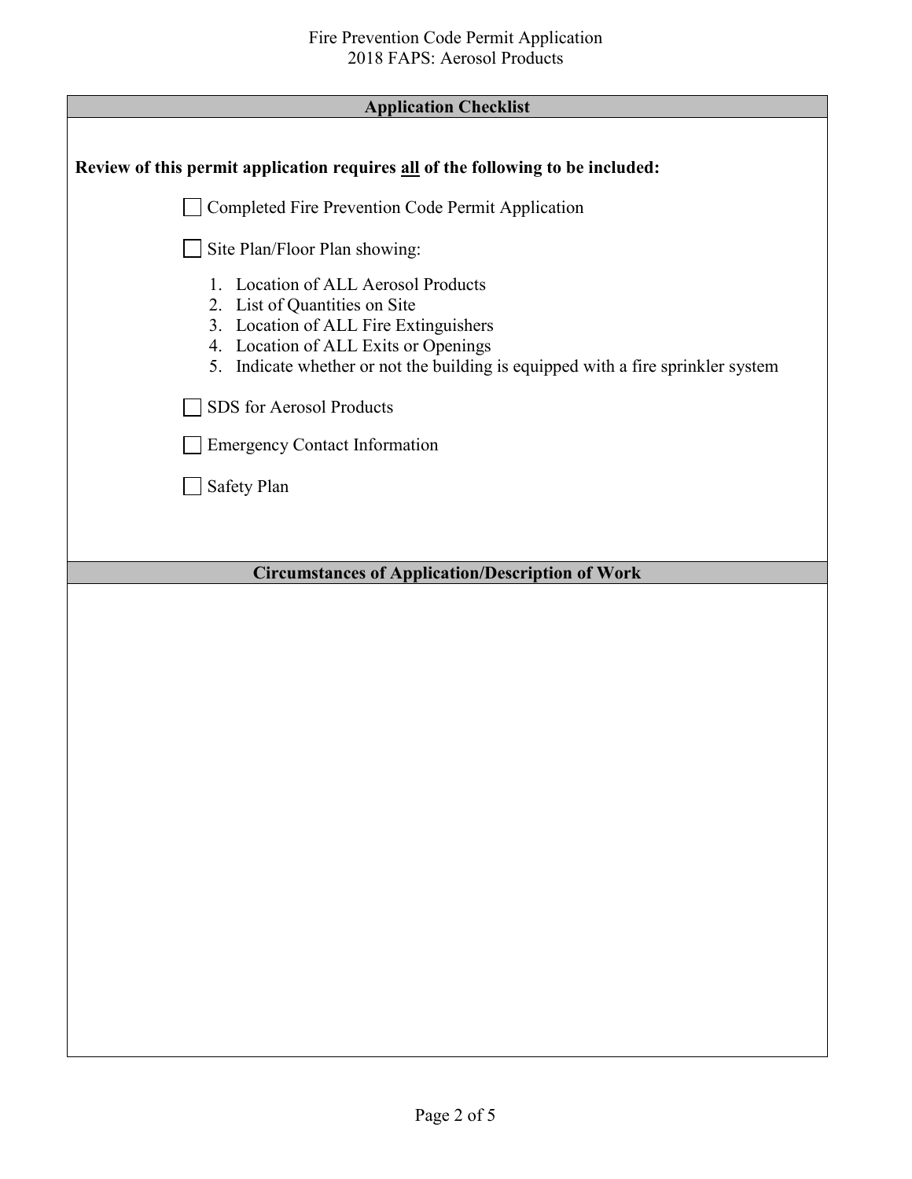## Application Checklist

**Review of this permit application requires all of the following to be included:**

- ☐ Completed Fire Prevention Code Permit Application
- ☐ Site Plan/Floor Plan showing:
  1. Location of ALL Aerosol Products
  2. List of Quantities on Site
  3. Location of ALL Fire Extinguishers
  4. Location of ALL Exits or Openings
  5. Indicate whether or not the building is equipped with a fire sprinkler system
- ☐ SDS for Aerosol Products
- ☐ Emergency Contact Information
- ☐ Safety Plan

## Circumstances of Application/Description of Work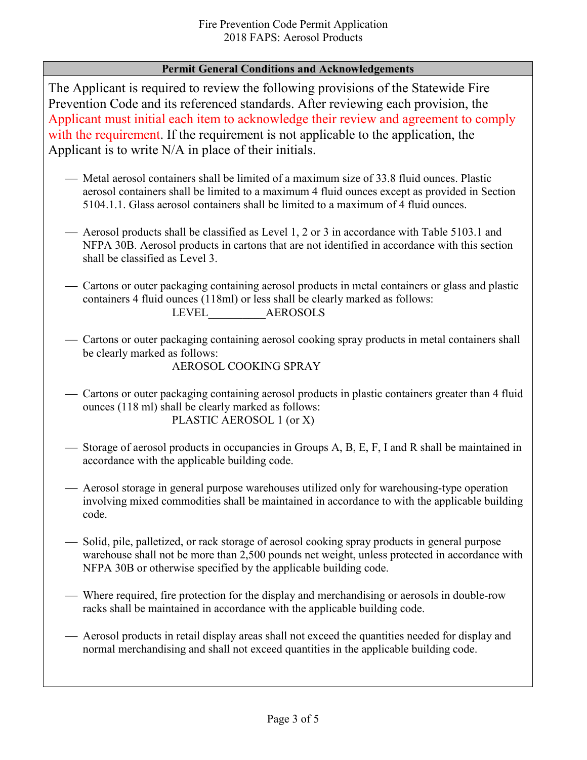Fire Prevention Code Permit Application
2018 FAPS: Aerosol Products

## Permit General Conditions and Acknowledgements

The Applicant is required to review the following provisions of the Statewide Fire Prevention Code and its referenced standards. After reviewing each provision, the Applicant must initial each item to acknowledge their review and agreement to comply with the requirement. If the requirement is not applicable to the application, the Applicant is to write N/A in place of their initials.

___ Metal aerosol containers shall be limited of a maximum size of 33.8 fluid ounces. Plastic aerosol containers shall be limited to a maximum 4 fluid ounces except as provided in Section 5104.1.1. Glass aerosol containers shall be limited to a maximum of 4 fluid ounces.

___ Aerosol products shall be classified as Level 1, 2 or 3 in accordance with Table 5103.1 and NFPA 30B. Aerosol products in cartons that are not identified in accordance with this section shall be classified as Level 3.

___ Cartons or outer packaging containing aerosol products in metal containers or glass and plastic containers 4 fluid ounces (118ml) or less shall be clearly marked as follows:
LEVEL__________AEROSOLS

___ Cartons or outer packaging containing aerosol cooking spray products in metal containers shall be clearly marked as follows:
AEROSOL COOKING SPRAY

___ Cartons or outer packaging containing aerosol products in plastic containers greater than 4 fluid ounces (118 ml) shall be clearly marked as follows:
PLASTIC AEROSOL 1 (or X)

___ Storage of aerosol products in occupancies in Groups A, B, E, F, I and R shall be maintained in accordance with the applicable building code.

___ Aerosol storage in general purpose warehouses utilized only for warehousing-type operation involving mixed commodities shall be maintained in accordance to with the applicable building code.

___ Solid, pile, palletized, or rack storage of aerosol cooking spray products in general purpose warehouse shall not be more than 2,500 pounds net weight, unless protected in accordance with NFPA 30B or otherwise specified by the applicable building code.

___ Where required, fire protection for the display and merchandising or aerosols in double-row racks shall be maintained in accordance with the applicable building code.

___ Aerosol products in retail display areas shall not exceed the quantities needed for display and normal merchandising and shall not exceed quantities in the applicable building code.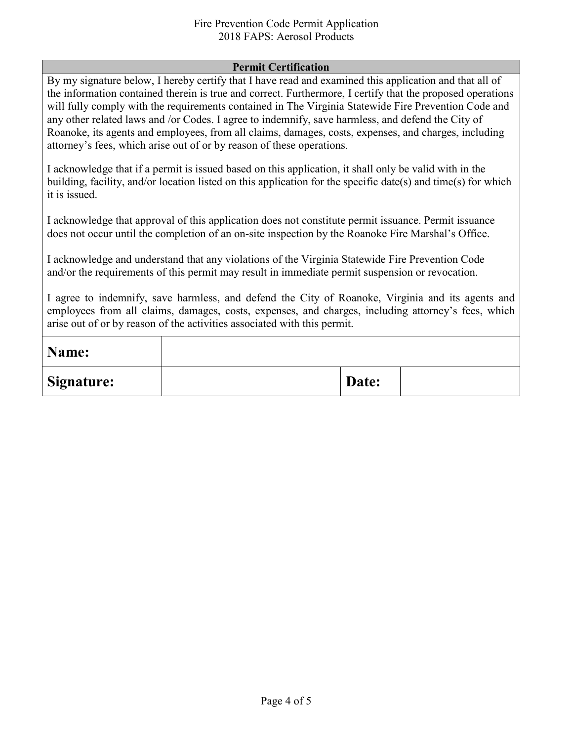## Permit Certification

By my signature below, I hereby certify that I have read and examined this application and that all of the information contained therein is true and correct. Furthermore, I certify that the proposed operations will fully comply with the requirements contained in The Virginia Statewide Fire Prevention Code and any other related laws and /or Codes. I agree to indemnify, save harmless, and defend the City of Roanoke, its agents and employees, from all claims, damages, costs, expenses, and charges, including attorney's fees, which arise out of or by reason of these operations.

I acknowledge that if a permit is issued based on this application, it shall only be valid with in the building, facility, and/or location listed on this application for the specific date(s) and time(s) for which it is issued.

I acknowledge that approval of this application does not constitute permit issuance. Permit issuance does not occur until the completion of an on-site inspection by the Roanoke Fire Marshal's Office.

I acknowledge and understand that any violations of the Virginia Statewide Fire Prevention Code and/or the requirements of this permit may result in immediate permit suspension or revocation.

I agree to indemnify, save harmless, and defend the City of Roanoke, Virginia and its agents and employees from all claims, damages, costs, expenses, and charges, including attorney's fees, which arise out of or by reason of the activities associated with this permit.

| **Name:** | | | |
|---|---|---|---|
| **Signature:** | | **Date:** | |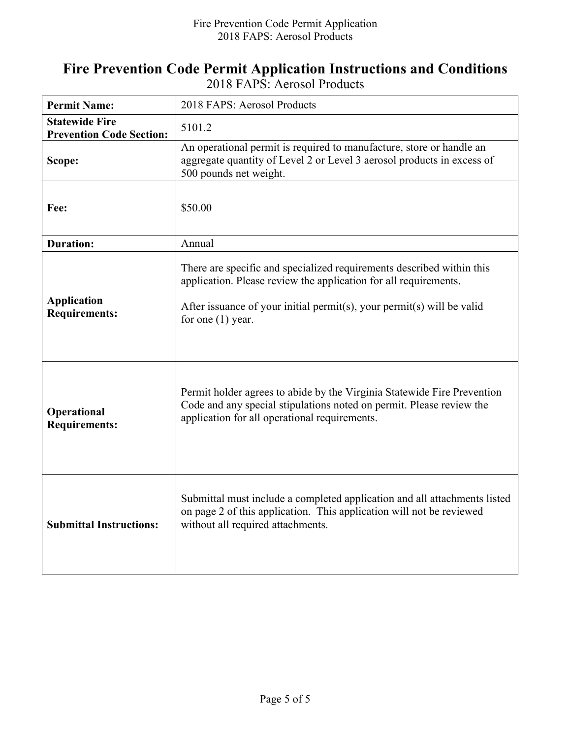# Fire Prevention Code Permit Application Instructions and Conditions

2018 FAPS: Aerosol Products

| | |
|---|---|
| **Permit Name:** | 2018 FAPS: Aerosol Products |
| **Statewide Fire Prevention Code Section:** | 5101.2 |
| **Scope:** | An operational permit is required to manufacture, store or handle an aggregate quantity of Level 2 or Level 3 aerosol products in excess of 500 pounds net weight. |
| **Fee:** | $50.00 |
| **Duration:** | Annual |
| **Application Requirements:** | There are specific and specialized requirements described within this application. Please review the application for all requirements.<br><br>After issuance of your initial permit(s), your permit(s) will be valid for one (1) year. |
| **Operational Requirements:** | Permit holder agrees to abide by the Virginia Statewide Fire Prevention Code and any special stipulations noted on permit. Please review the application for all operational requirements. |
| **Submittal Instructions:** | Submittal must include a completed application and all attachments listed on page 2 of this application. This application will not be reviewed without all required attachments. |